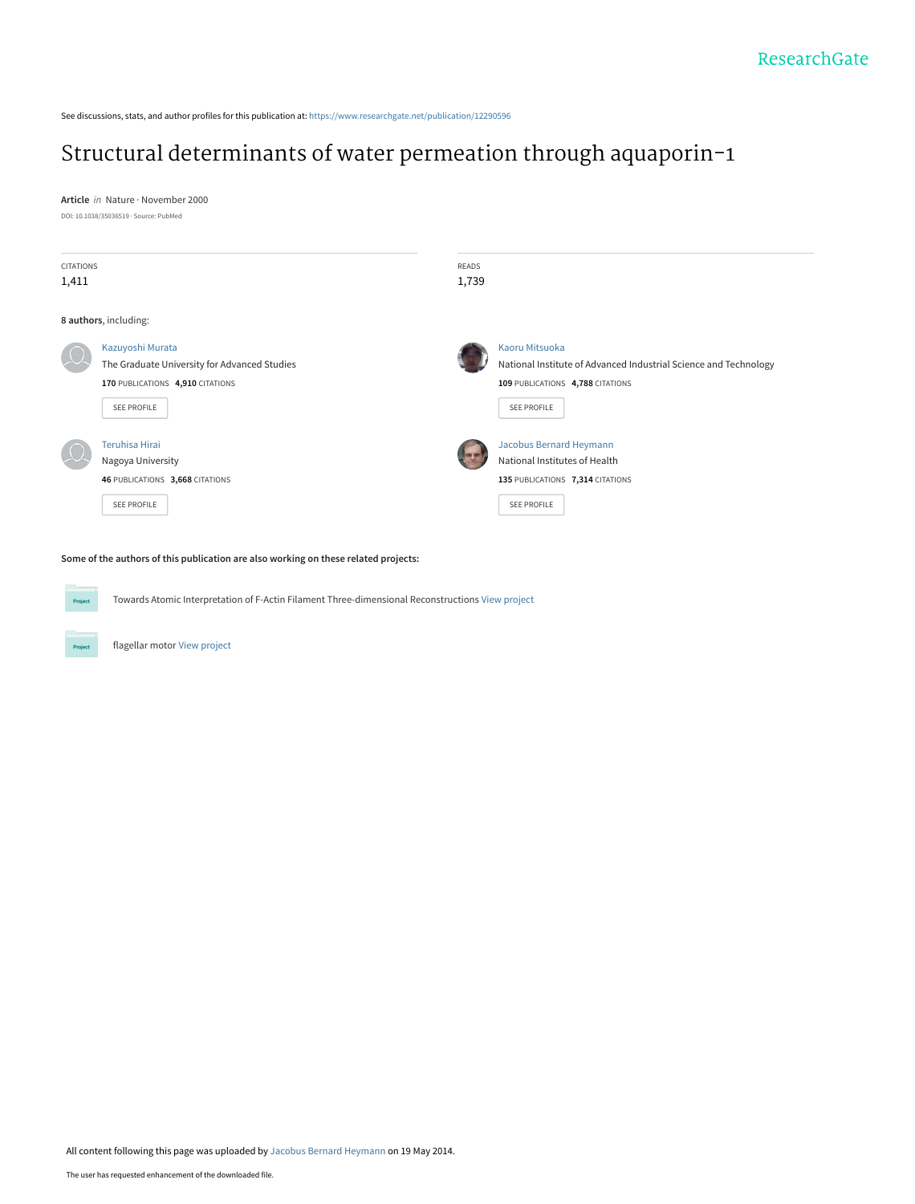ResearchGate

See discussions, stats, and author profiles for this publication at: https://www.researchgate.net/publication/12290596

# Structural determinants of water permeation through aquaporin-1

**Article** *in* Nature · November 2000

DOI: 10.1038/35036519 · Source: PubMed

| CITATIONS | READS |
|---|---|
| 1,411 | 1,739 |

**8 authors**, including:

**Kazuyoshi Murata**
The Graduate University for Advanced Studies
**170** PUBLICATIONS **4,910** CITATIONS
SEE PROFILE

**Kaoru Mitsuoka**
National Institute of Advanced Industrial Science and Technology
**109** PUBLICATIONS **4,788** CITATIONS
SEE PROFILE

**Teruhisa Hirai**
Nagoya University
**46** PUBLICATIONS **3,668** CITATIONS
SEE PROFILE

**Jacobus Bernard Heymann**
National Institutes of Health
**135** PUBLICATIONS **7,314** CITATIONS
SEE PROFILE

**Some of the authors of this publication are also working on these related projects:**

Project: Towards Atomic Interpretation of F-Actin Filament Three-dimensional Reconstructions View project

Project: flagellar motor View project

All content following this page was uploaded by Jacobus Bernard Heymann on 19 May 2014.

The user has requested enhancement of the downloaded file.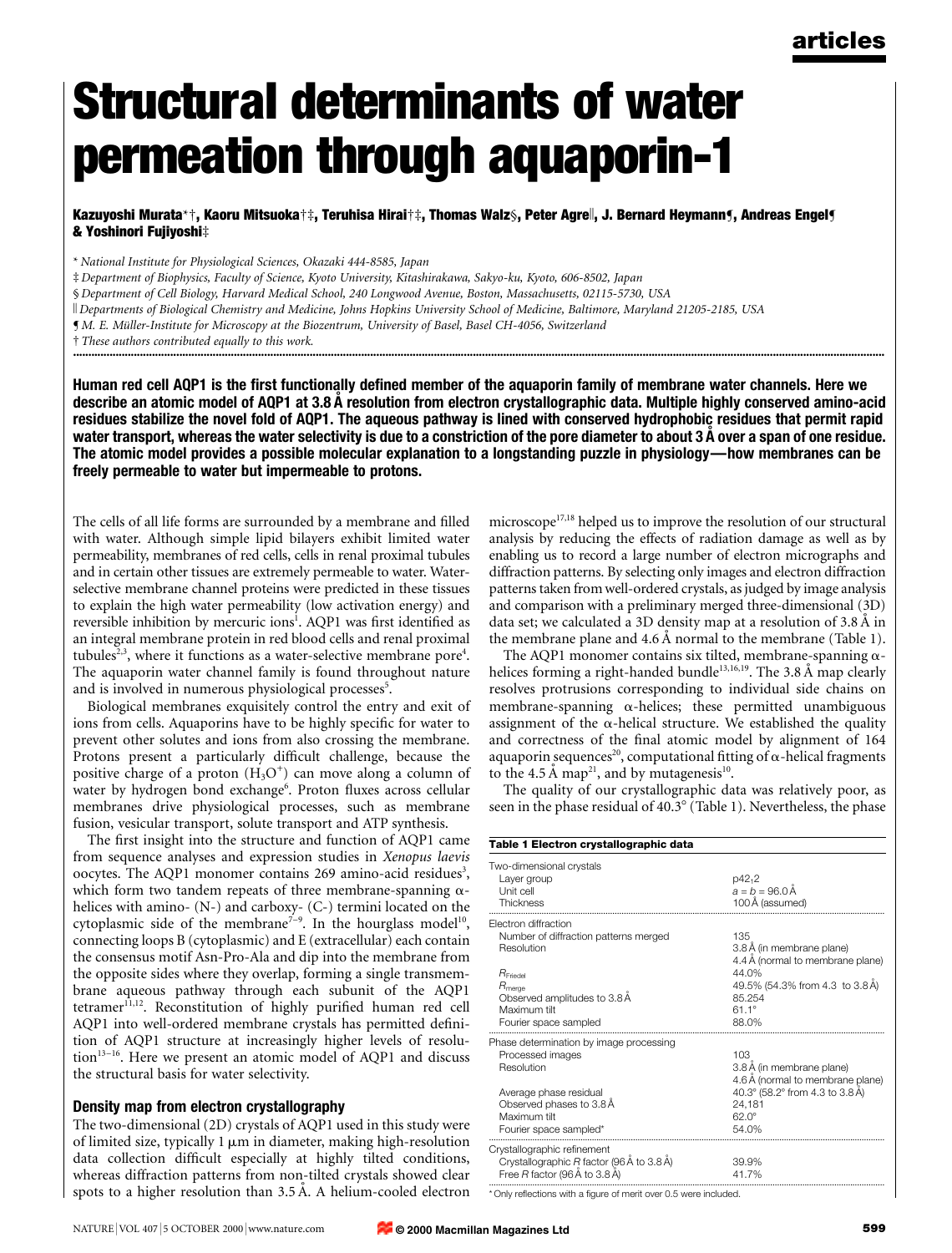# Structural determinants of water permeation through aquaporin-1

**Kazuyoshi Murata*†, Kaoru Mitsuoka†‡, Teruhisa Hirai†‡, Thomas Walz§, Peter Agre‖, J. Bernard Heymann¶, Andreas Engel¶ & Yoshinori Fujiyoshi‡**

\* *National Institute for Physiological Sciences, Okazaki 444-8585, Japan*

‡ *Department of Biophysics, Faculty of Science, Kyoto University, Kitashirakawa, Sakyo-ku, Kyoto, 606-8502, Japan*

§ *Department of Cell Biology, Harvard Medical School, 240 Longwood Avenue, Boston, Massachusetts, 02115-5730, USA*

‖ *Departments of Biological Chemistry and Medicine, Johns Hopkins University School of Medicine, Baltimore, Maryland 21205-2185, USA*

¶ *M. E. Müller-Institute for Microscopy at the Biozentrum, University of Basel, Basel CH-4056, Switzerland*

† *These authors contributed equally to this work.*

**Human red cell AQP1 is the first functionally defined member of the aquaporin family of membrane water channels. Here we describe an atomic model of AQP1 at 3.8 Å resolution from electron crystallographic data. Multiple highly conserved amino-acid residues stabilize the novel fold of AQP1. The aqueous pathway is lined with conserved hydrophobic residues that permit rapid water transport, whereas the water selectivity is due to a constriction of the pore diameter to about 3 Å over a span of one residue. The atomic model provides a possible molecular explanation to a longstanding puzzle in physiology—how membranes can be freely permeable to water but impermeable to protons.**

The cells of all life forms are surrounded by a membrane and filled with water. Although simple lipid bilayers exhibit limited water permeability, membranes of red cells, cells in renal proximal tubules and in certain other tissues are extremely permeable to water. Water-selective membrane channel proteins were predicted in these tissues to explain the high water permeability (low activation energy) and reversible inhibition by mercuric ions[1]. AQP1 was first identified as an integral membrane protein in red blood cells and renal proximal tubules[2,3], where it functions as a water-selective membrane pore[4]. The aquaporin water channel family is found throughout nature and is involved in numerous physiological processes[5].

Biological membranes exquisitely control the entry and exit of ions from cells. Aquaporins have to be highly specific for water to prevent other solutes and ions from also crossing the membrane. Protons present a particularly difficult challenge, because the positive charge of a proton ($H_3O^+$) can move along a column of water by hydrogen bond exchange[6]. Proton fluxes across cellular membranes drive physiological processes, such as membrane fusion, vesicular transport, solute transport and ATP synthesis.

The first insight into the structure and function of AQP1 came from sequence analyses and expression studies in *Xenopus laevis* oocytes. The AQP1 monomer contains 269 amino-acid residues[3], which form two tandem repeats of three membrane-spanning α-helices with amino- (N-) and carboxy- (C-) termini located on the cytoplasmic side of the membrane[7–9]. In the hourglass model[10], connecting loops B (cytoplasmic) and E (extracellular) each contain the consensus motif Asn-Pro-Ala and dip into the membrane from the opposite sides where they overlap, forming a single transmembrane aqueous pathway through each subunit of the AQP1 tetramer[11,12]. Reconstitution of highly purified human red cell AQP1 into well-ordered membrane crystals has permitted definition of AQP1 structure at increasingly higher levels of resolution[13–16]. Here we present an atomic model of AQP1 and discuss the structural basis for water selectivity.

## Density map from electron crystallography

The two-dimensional (2D) crystals of AQP1 used in this study were of limited size, typically 1 μm in diameter, making high-resolution data collection difficult especially at highly tilted conditions, whereas diffraction patterns from non-tilted crystals showed clear spots to a higher resolution than 3.5 Å. A helium-cooled electron microscope[17,18] helped us to improve the resolution of our structural analysis by reducing the effects of radiation damage as well as by enabling us to record a large number of electron micrographs and diffraction patterns. By selecting only images and electron diffraction patterns taken from well-ordered crystals, as judged by image analysis and comparison with a preliminary merged three-dimensional (3D) data set; we calculated a 3D density map at a resolution of 3.8 Å in the membrane plane and 4.6 Å normal to the membrane (Table 1).

The AQP1 monomer contains six tilted, membrane-spanning α-helices forming a right-handed bundle[13,16,19]. The 3.8 Å map clearly resolves protrusions corresponding to individual side chains on membrane-spanning α-helices; these permitted unambiguous assignment of the α-helical structure. We established the quality and correctness of the final atomic model by alignment of 164 aquaporin sequences[20], computational fitting of α-helical fragments to the 4.5 Å map[21], and by mutagenesis[10].

The quality of our crystallographic data was relatively poor, as seen in the phase residual of 40.3° (Table 1). Nevertheless, the phase

**Table 1 Electron crystallographic data**

| | |
|---|---|
| Two-dimensional crystals | |
| Layer group | $p42_12$ |
| Unit cell | $a = b = 96.0$ Å |
| Thickness | 100 Å (assumed) |
| Electron diffraction | |
| Number of diffraction patterns merged | 135 |
| Resolution | 3.8 Å (in membrane plane) |
| | 4.4 Å (normal to membrane plane) |
| $R_{Friedel}$ | 44.0% |
| $R_{merge}$ | 49.5% (54.3% from 4.3 to 3.8 Å) |
| Observed amplitudes to 3.8 Å | 85.254 |
| Maximum tilt | 61.1° |
| Fourier space sampled | 88.0% |
| Phase determination by image processing | |
| Processed images | 103 |
| Resolution | 3.8 Å (in membrane plane) |
| | 4.6 Å (normal to membrane plane) |
| Average phase residual | 40.3° (58.2° from 4.3 to 3.8 Å) |
| Observed phases to 3.8 Å | 24,181 |
| Maximum tilt | 62.0° |
| Fourier space sampled* | 54.0% |
| Crystallographic refinement | |
| Crystallographic R factor (96 Å to 3.8 Å) | 39.9% |
| Free R factor (96 Å to 3.8 Å) | 41.7% |

\* Only reflections with a figure of merit over 0.5 were included.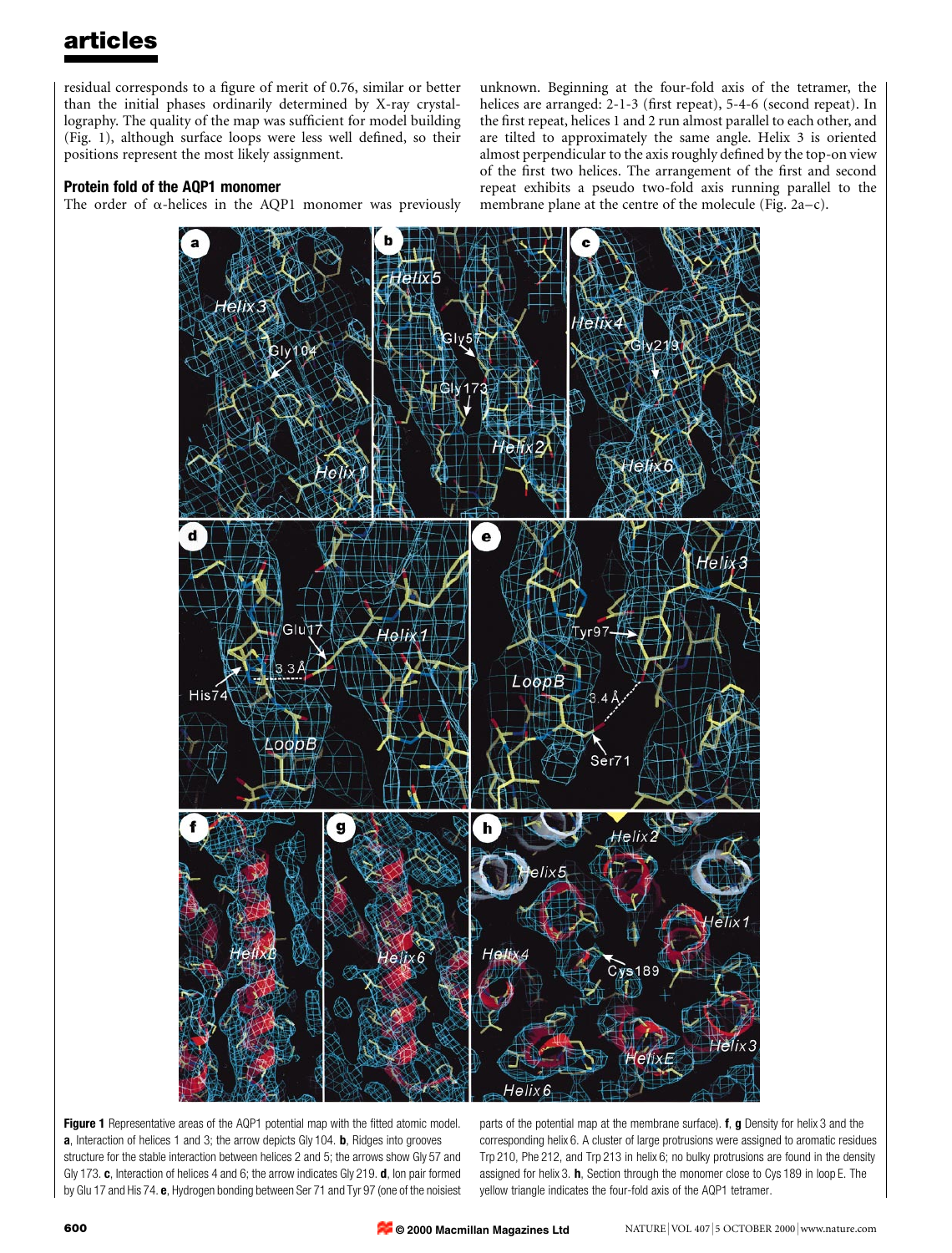residual corresponds to a figure of merit of 0.76, similar or better than the initial phases ordinarily determined by X-ray crystallography. The quality of the map was sufficient for model building (Fig. 1), although surface loops were less well defined, so their positions represent the most likely assignment.

### Protein fold of the AQP1 monomer

The order of α-helices in the AQP1 monomer was previously unknown. Beginning at the four-fold axis of the tetramer, the helices are arranged: 2-1-3 (first repeat), 5-4-6 (second repeat). In the first repeat, helices 1 and 2 run almost parallel to each other, and are tilted to approximately the same angle. Helix 3 is oriented almost perpendicular to the axis roughly defined by the top-on view of the first two helices. The arrangement of the first and second repeat exhibits a pseudo two-fold axis running parallel to the membrane plane at the centre of the molecule (Fig. 2a–c).

**Figure 1** Representative areas of the AQP1 potential map with the fitted atomic model. **a**, Interaction of helices 1 and 3; the arrow depicts Gly 104. **b**, Ridges into grooves structure for the stable interaction between helices 2 and 5; the arrows show Gly 57 and Gly 173. **c**, Interaction of helices 4 and 6; the arrow indicates Gly 219. **d**, Ion pair formed by Glu 17 and His 74. **e**, Hydrogen bonding between Ser 71 and Tyr 97 (one of the noisiest parts of the potential map at the membrane surface). **f**, **g** Density for helix 3 and the corresponding helix 6. A cluster of large protrusions were assigned to aromatic residues Trp 210, Phe 212, and Trp 213 in helix 6; no bulky protrusions are found in the density assigned for helix 3. **h**, Section through the monomer close to Cys 189 in loop E. The yellow triangle indicates the four-fold axis of the AQP1 tetramer.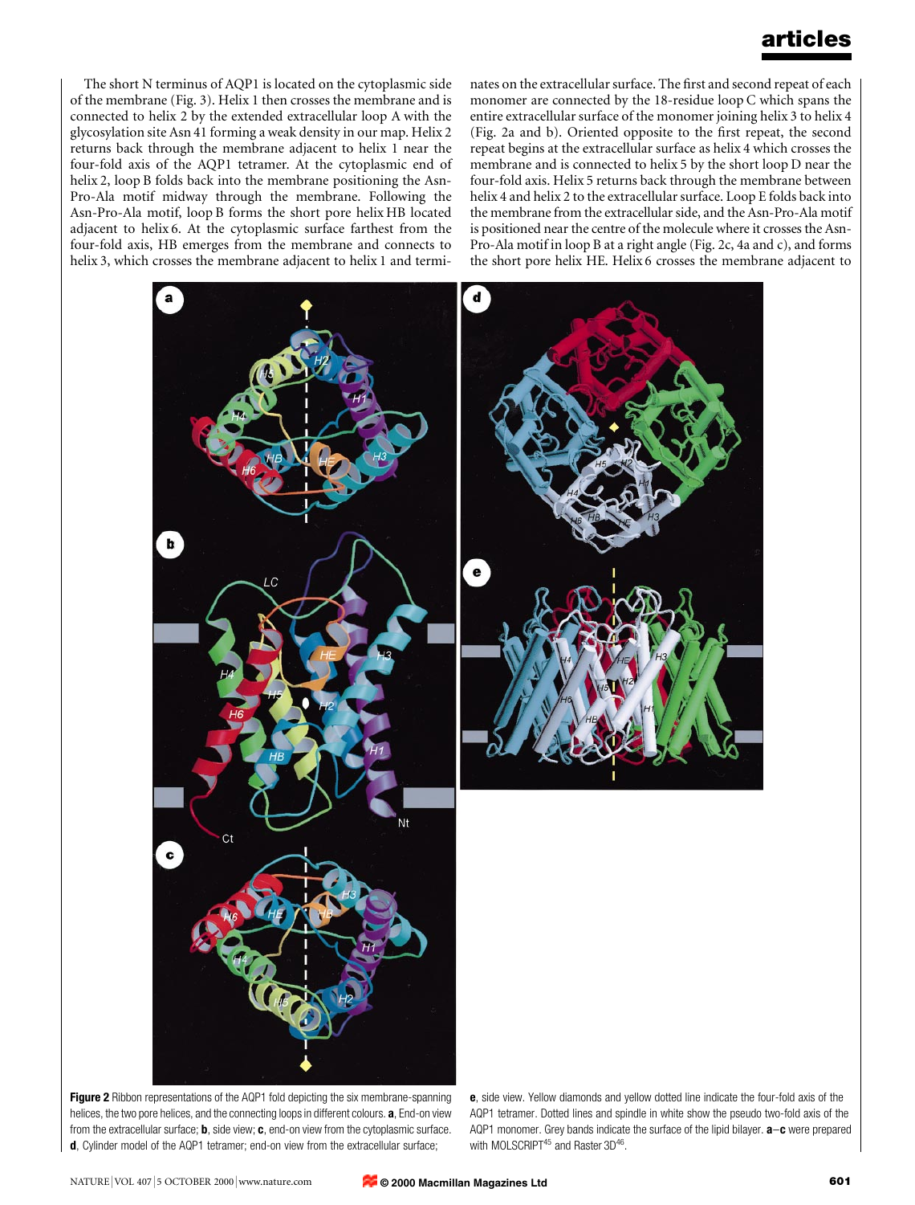The short N terminus of AQP1 is located on the cytoplasmic side of the membrane (Fig. 3). Helix 1 then crosses the membrane and is connected to helix 2 by the extended extracellular loop A with the glycosylation site Asn 41 forming a weak density in our map. Helix 2 returns back through the membrane adjacent to helix 1 near the four-fold axis of the AQP1 tetramer. At the cytoplasmic end of helix 2, loop B folds back into the membrane positioning the Asn-Pro-Ala motif midway through the membrane. Following the Asn-Pro-Ala motif, loop B forms the short pore helix HB located adjacent to helix 6. At the cytoplasmic surface farthest from the four-fold axis, HB emerges from the membrane and connects to helix 3, which crosses the membrane adjacent to helix 1 and terminates on the extracellular surface. The first and second repeat of each monomer are connected by the 18-residue loop C which spans the entire extracellular surface of the monomer joining helix 3 to helix 4 (Fig. 2a and b). Oriented opposite to the first repeat, the second repeat begins at the extracellular surface as helix 4 which crosses the membrane and is connected to helix 5 by the short loop D near the four-fold axis. Helix 5 returns back through the membrane between helix 4 and helix 2 to the extracellular surface. Loop E folds back into the membrane from the extracellular side, and the Asn-Pro-Ala motif is positioned near the centre of the molecule where it crosses the Asn-Pro-Ala motif in loop B at a right angle (Fig. 2c, 4a and c), and forms the short pore helix HE. Helix 6 crosses the membrane adjacent to

**Figure 2** Ribbon representations of the AQP1 fold depicting the six membrane-spanning helices, the two pore helices, and the connecting loops in different colours. **a**, End-on view from the extracellular surface; **b**, side view; **c**, end-on view from the cytoplasmic surface. **d**, Cylinder model of the AQP1 tetramer; end-on view from the extracellular surface; **e**, side view. Yellow diamonds and yellow dotted line indicate the four-fold axis of the AQP1 tetramer. Dotted lines and spindle in white show the pseudo two-fold axis of the AQP1 monomer. Grey bands indicate the surface of the lipid bilayer. **a**–**c** were prepared with MOLSCRIPT[45] and Raster 3D[46].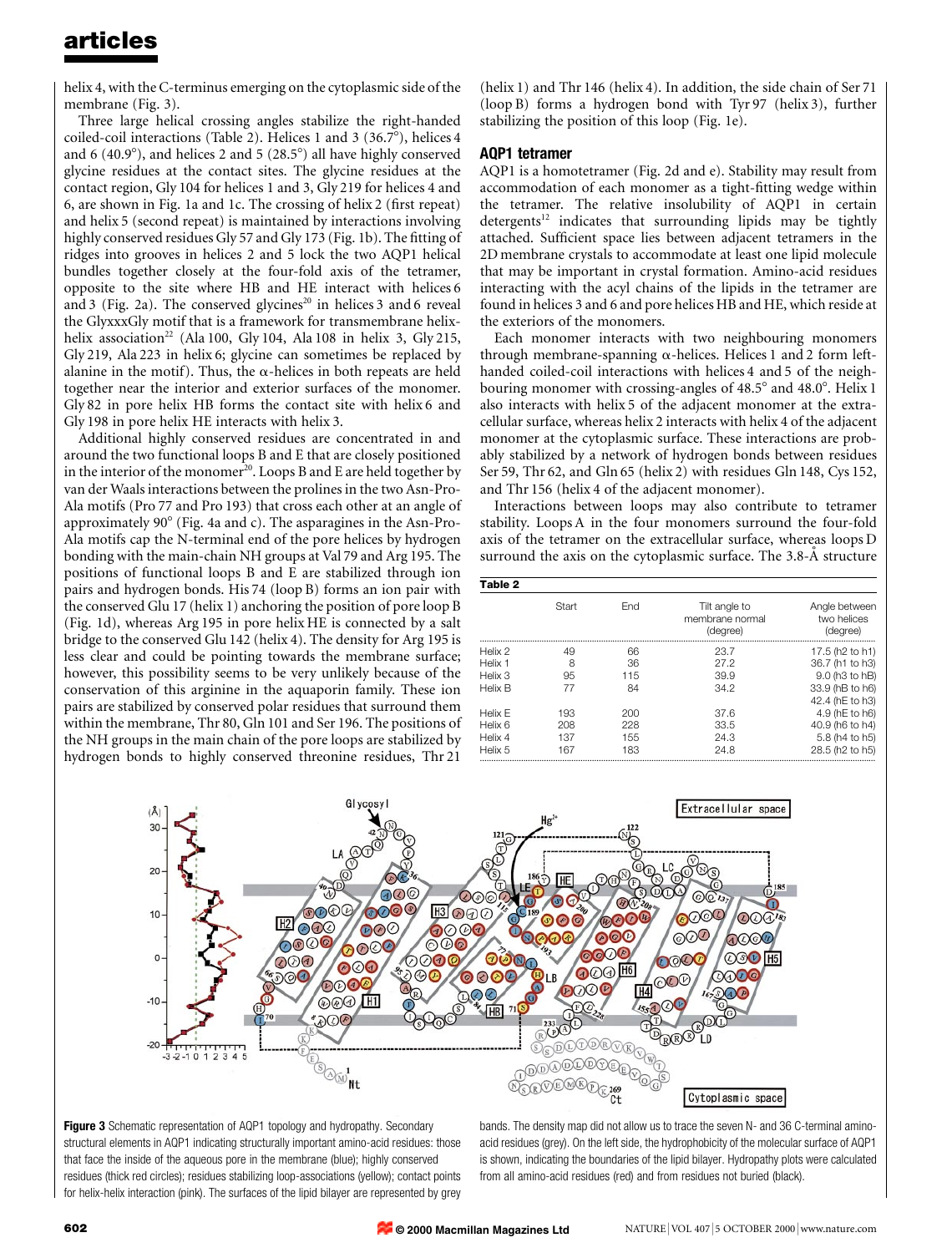helix 4, with the C-terminus emerging on the cytoplasmic side of the membrane (Fig. 3).

Three large helical crossing angles stabilize the right-handed coiled-coil interactions (Table 2). Helices 1 and 3 (36.7°), helices 4 and 6 (40.9°), and helices 2 and 5 (28.5°) all have highly conserved glycine residues at the contact sites. The glycine residues at the contact region, Gly 104 for helices 1 and 3, Gly 219 for helices 4 and 6, are shown in Fig. 1a and 1c. The crossing of helix 2 (first repeat) and helix 5 (second repeat) is maintained by interactions involving highly conserved residues Gly 57 and Gly 173 (Fig. 1b). The fitting of ridges into grooves in helices 2 and 5 lock the two AQP1 helical bundles together closely at the four-fold axis of the tetramer, opposite to the site where HB and HE interact with helices 6 and 3 (Fig. 2a). The conserved glycines[20] in helices 3 and 6 reveal the GlyxxxGly motif that is a framework for transmembrane helix-helix association[22] (Ala 100, Gly 104, Ala 108 in helix 3, Gly 215, Gly 219, Ala 223 in helix 6; glycine can sometimes be replaced by alanine in the motif). Thus, the α-helices in both repeats are held together near the interior and exterior surfaces of the monomer. Gly 82 in pore helix HB forms the contact site with helix 6 and Gly 198 in pore helix HE interacts with helix 3.

Additional highly conserved residues are concentrated in and around the two functional loops B and E that are closely positioned in the interior of the monomer[20]. Loops B and E are held together by van der Waals interactions between the prolines in the two Asn-Pro-Ala motifs (Pro 77 and Pro 193) that cross each other at an angle of approximately 90° (Fig. 4a and c). The asparagines in the Asn-Pro-Ala motifs cap the N-terminal end of the pore helices by hydrogen bonding with the main-chain NH groups at Val 79 and Arg 195. The positions of functional loops B and E are stabilized through ion pairs and hydrogen bonds. His 74 (loop B) forms an ion pair with the conserved Glu 17 (helix 1) anchoring the position of pore loop B (Fig. 1d), whereas Arg 195 in pore helix HE is connected by a salt bridge to the conserved Glu 142 (helix 4). The density for Arg 195 is less clear and could be pointing towards the membrane surface; however, this possibility seems to be very unlikely because of the conservation of this arginine in the aquaporin family. These ion pairs are stabilized by conserved polar residues that surround them within the membrane, Thr 80, Gln 101 and Ser 196. The positions of the NH groups in the main chain of the pore loops are stabilized by hydrogen bonds to highly conserved threonine residues, Thr 21 (helix 1) and Thr 146 (helix 4). In addition, the side chain of Ser 71 (loop B) forms a hydrogen bond with Tyr 97 (helix 3), further stabilizing the position of this loop (Fig. 1e).

## AQP1 tetramer

AQP1 is a homotetramer (Fig. 2d and e). Stability may result from accommodation of each monomer as a tight-fitting wedge within the tetramer. The relative insolubility of AQP1 in certain detergents[12] indicates that surrounding lipids may be tightly attached. Sufficient space lies between adjacent tetramers in the 2D membrane crystals to accommodate at least one lipid molecule that may be important in crystal formation. Amino-acid residues interacting with the acyl chains of the lipids in the tetramer are found in helices 3 and 6 and pore helices HB and HE, which reside at the exteriors of the monomers.

Each monomer interacts with two neighbouring monomers through membrane-spanning α-helices. Helices 1 and 2 form left-handed coiled-coil interactions with helices 4 and 5 of the neighbouring monomer with crossing-angles of 48.5° and 48.0°. Helix 1 also interacts with helix 5 of the adjacent monomer at the extracellular surface, whereas helix 2 interacts with helix 4 of the adjacent monomer at the cytoplasmic surface. These interactions are probably stabilized by a network of hydrogen bonds between residues Ser 59, Thr 62, and Gln 65 (helix 2) with residues Gln 148, Cys 152, and Thr 156 (helix 4 of the adjacent monomer).

Interactions between loops may also contribute to tetramer stability. Loops A in the four monomers surround the four-fold axis of the tetramer on the extracellular surface, whereas loops D surround the axis on the cytoplasmic surface. The 3.8-Å structure

**Table 2**

| | Start | End | Tilt angle to membrane normal (degree) | Angle between two helices (degree) |
|---|---|---|---|---|
| Helix 2 | 49 | 66 | 23.7 | 17.5 (h2 to h1) |
| Helix 1 | 8 | 36 | 27.2 | 36.7 (h1 to h3) |
| Helix 3 | 95 | 115 | 39.9 | 9.0 (h3 to hB) |
| Helix B | 77 | 84 | 34.2 | 33.9 (hB to h6) 42.4 (hE to h3) |
| Helix E | 193 | 200 | 37.6 | 4.9 (hE to h6) |
| Helix 6 | 208 | 228 | 33.5 | 40.9 (h6 to h4) |
| Helix 4 | 137 | 155 | 24.3 | 5.8 (h4 to h5) |
| Helix 5 | 167 | 183 | 24.8 | 28.5 (h2 to h5) |

**Figure 3** Schematic representation of AQP1 topology and hydropathy. Secondary structural elements in AQP1 indicating structurally important amino-acid residues: those that face the inside of the aqueous pore in the membrane (blue); highly conserved residues (thick red circles); residues stabilizing loop-associations (yellow); contact points for helix-helix interaction (pink). The surfaces of the lipid bilayer are represented by grey bands. The density map did not allow us to trace the seven N- and 36 C-terminal amino-acid residues (grey). On the left side, the hydrophobicity of the molecular surface of AQP1 is shown, indicating the boundaries of the lipid bilayer. Hydropathy plots were calculated from all amino-acid residues (red) and from residues not buried (black).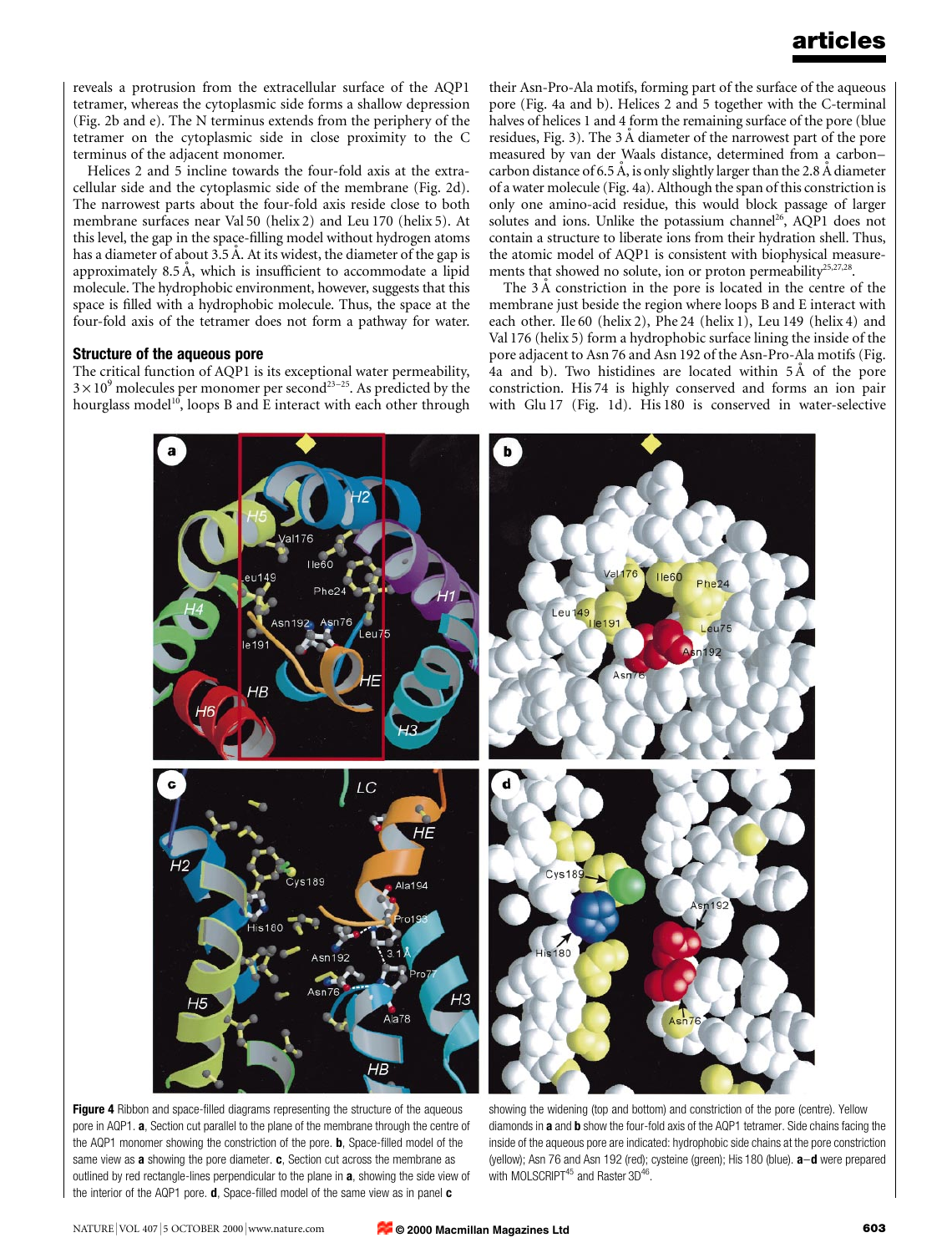reveals a protrusion from the extracellular surface of the AQP1 tetramer, whereas the cytoplasmic side forms a shallow depression (Fig. 2b and e). The N terminus extends from the periphery of the tetramer on the cytoplasmic side in close proximity to the C terminus of the adjacent monomer.

Helices 2 and 5 incline towards the four-fold axis at the extracellular side and the cytoplasmic side of the membrane (Fig. 2d). The narrowest parts about the four-fold axis reside close to both membrane surfaces near Val 50 (helix 2) and Leu 170 (helix 5). At this level, the gap in the space-filling model without hydrogen atoms has a diameter of about 3.5 Å. At its widest, the diameter of the gap is approximately 8.5 Å, which is insufficient to accommodate a lipid molecule. The hydrophobic environment, however, suggests that this space is filled with a hydrophobic molecule. Thus, the space at the four-fold axis of the tetramer does not form a pathway for water.

### Structure of the aqueous pore

The critical function of AQP1 is its exceptional water permeability, $3 \times 10^9$ molecules per monomer per second[23–25]. As predicted by the hourglass model[10], loops B and E interact with each other through their Asn-Pro-Ala motifs, forming part of the surface of the aqueous pore (Fig. 4a and b). Helices 2 and 5 together with the C-terminal halves of helices 1 and 4 form the remaining surface of the pore (blue residues, Fig. 3). The 3 Å diameter of the narrowest part of the pore measured by van der Waals distance, determined from a carbon–carbon distance of 6.5 Å, is only slightly larger than the 2.8 Å diameter of a water molecule (Fig. 4a). Although the span of this constriction is only one amino-acid residue, this would block passage of larger solutes and ions. Unlike the potassium channel[26], AQP1 does not contain a structure to liberate ions from their hydration shell. Thus, the atomic model of AQP1 is consistent with biophysical measurements that showed no solute, ion or proton permeability[25,27,28].

The 3 Å constriction in the pore is located in the centre of the membrane just beside the region where loops B and E interact with each other. Ile 60 (helix 2), Phe 24 (helix 1), Leu 149 (helix 4) and Val 176 (helix 5) form a hydrophobic surface lining the inside of the pore adjacent to Asn 76 and Asn 192 of the Asn-Pro-Ala motifs (Fig. 4a and b). Two histidines are located within 5 Å of the pore constriction. His 74 is highly conserved and forms an ion pair with Glu 17 (Fig. 1d). His 180 is conserved in water-selective

**Figure 4** Ribbon and space-filled diagrams representing the structure of the aqueous pore in AQP1. **a**, Section cut parallel to the plane of the membrane through the centre of the AQP1 monomer showing the constriction of the pore. **b**, Space-filled model of the same view as **a** showing the pore diameter. **c**, Section cut across the membrane as outlined by red rectangle-lines perpendicular to the plane in **a**, showing the side view of the interior of the AQP1 pore. **d**, Space-filled model of the same view as in panel **c** showing the widening (top and bottom) and constriction of the pore (centre). Yellow diamonds in **a** and **b** show the four-fold axis of the AQP1 tetramer. Side chains facing the inside of the aqueous pore are indicated: hydrophobic side chains at the pore constriction (yellow); Asn 76 and Asn 192 (red); cysteine (green); His 180 (blue). **a**–**d** were prepared with MOLSCRIPT[45] and Raster 3D[46].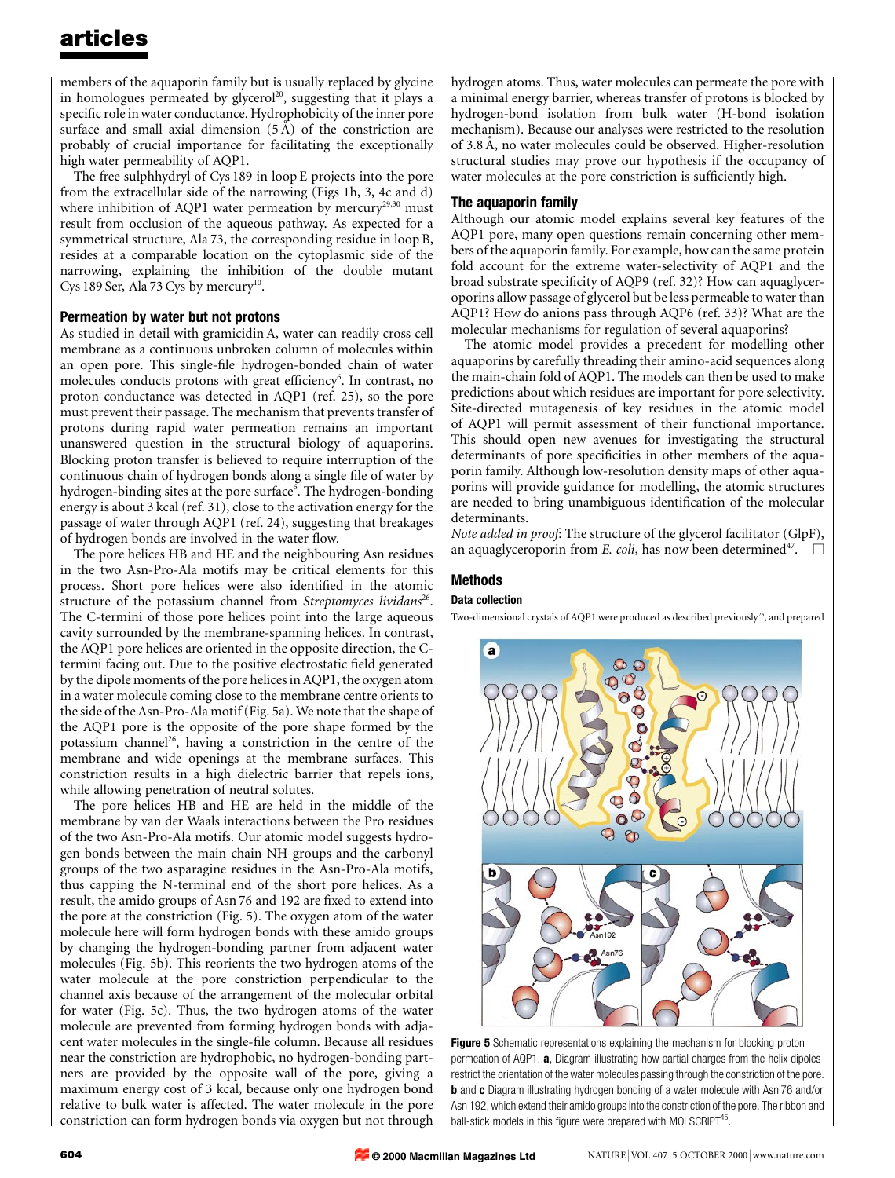members of the aquaporin family but is usually replaced by glycine in homologues permeated by glycerol[20], suggesting that it plays a specific role in water conductance. Hydrophobicity of the inner pore surface and small axial dimension (5 Å) of the constriction are probably of crucial importance for facilitating the exceptionally high water permeability of AQP1.

The free sulphhydryl of Cys 189 in loop E projects into the pore from the extracellular side of the narrowing (Figs 1h, 3, 4c and d) where inhibition of AQP1 water permeation by mercury[29,30] must result from occlusion of the aqueous pathway. As expected for a symmetrical structure, Ala 73, the corresponding residue in loop B, resides at a comparable location on the cytoplasmic side of the narrowing, explaining the inhibition of the double mutant Cys 189 Ser, Ala 73 Cys by mercury[10].

### Permeation by water but not protons

As studied in detail with gramicidin A, water can readily cross cell membrane as a continuous unbroken column of molecules within an open pore. This single-file hydrogen-bonded chain of water molecules conducts protons with great efficiency[6]. In contrast, no proton conductance was detected in AQP1 (ref. 25), so the pore must prevent their passage. The mechanism that prevents transfer of protons during rapid water permeation remains an important unanswered question in the structural biology of aquaporins. Blocking proton transfer is believed to require interruption of the continuous chain of hydrogen bonds along a single file of water by hydrogen-binding sites at the pore surface[6]. The hydrogen-bonding energy is about 3 kcal (ref. 31), close to the activation energy for the passage of water through AQP1 (ref. 24), suggesting that breakages of hydrogen bonds are involved in the water flow.

The pore helices HB and HE and the neighbouring Asn residues in the two Asn-Pro-Ala motifs may be critical elements for this process. Short pore helices were also identified in the atomic structure of the potassium channel from *Streptomyces lividans*[26]. The C-termini of those pore helices point into the large aqueous cavity surrounded by the membrane-spanning helices. In contrast, the AQP1 pore helices are oriented in the opposite direction, the C-termini facing out. Due to the positive electrostatic field generated by the dipole moments of the pore helices in AQP1, the oxygen atom in a water molecule coming close to the membrane centre orients to the side of the Asn-Pro-Ala motif (Fig. 5a). We note that the shape of the AQP1 pore is the opposite of the pore shape formed by the potassium channel[26], having a constriction in the centre of the membrane and wide openings at the membrane surfaces. This constriction results in a high dielectric barrier that repels ions, while allowing penetration of neutral solutes.

The pore helices HB and HE are held in the middle of the membrane by van der Waals interactions between the Pro residues of the two Asn-Pro-Ala motifs. Our atomic model suggests hydrogen bonds between the main chain NH groups and the carbonyl groups of the two asparagine residues in the Asn-Pro-Ala motifs, thus capping the N-terminal end of the short pore helices. As a result, the amido groups of Asn 76 and 192 are fixed to extend into the pore at the constriction (Fig. 5). The oxygen atom of the water molecule here will form hydrogen bonds with these amido groups by changing the hydrogen-bonding partner from adjacent water molecules (Fig. 5b). This reorients the two hydrogen atoms of the water molecule at the pore constriction perpendicular to the channel axis because of the arrangement of the molecular orbital for water (Fig. 5c). Thus, the two hydrogen atoms of the water molecule are prevented from forming hydrogen bonds with adjacent water molecules in the single-file column. Because all residues near the constriction are hydrophobic, no hydrogen-bonding partners are provided by the opposite wall of the pore, giving a maximum energy cost of 3 kcal, because only one hydrogen bond relative to bulk water is affected. The water molecule in the pore constriction can form hydrogen bonds via oxygen but not through hydrogen atoms. Thus, water molecules can permeate the pore with a minimal energy barrier, whereas transfer of protons is blocked by hydrogen-bond isolation from bulk water (H-bond isolation mechanism). Because our analyses were restricted to the resolution of 3.8 Å, no water molecules could be observed. Higher-resolution structural studies may prove our hypothesis if the occupancy of water molecules at the pore constriction is sufficiently high.

### The aquaporin family

Although our atomic model explains several key features of the AQP1 pore, many open questions remain concerning other members of the aquaporin family. For example, how can the same protein fold account for the extreme water-selectivity of AQP1 and the broad substrate specificity of AQP9 (ref. 32)? How can aquaglyceroporins allow passage of glycerol but be less permeable to water than AQP1? How do anions pass through AQP6 (ref. 33)? What are the molecular mechanisms for regulation of several aquaporins?

The atomic model provides a precedent for modelling other aquaporins by carefully threading their amino-acid sequences along the main-chain fold of AQP1. The models can then be used to make predictions about which residues are important for pore selectivity. Site-directed mutagenesis of key residues in the atomic model of AQP1 will permit assessment of their functional importance. This should open new avenues for investigating the structural determinants of pore specificities in other members of the aquaporin family. Although low-resolution density maps of other aquaporins will provide guidance for modelling, the atomic structures are needed to bring unambiguous identification of the molecular determinants.

*Note added in proof*: The structure of the glycerol facilitator (GlpF), an aquaglyceroporin from *E. coli*, has now been determined[47].

## Methods

### Data collection

Two-dimensional crystals of AQP1 were produced as described previously[23], and prepared

**Figure 5** Schematic representations explaining the mechanism for blocking proton permeation of AQP1. **a**, Diagram illustrating how partial charges from the helix dipoles restrict the orientation of the water molecules passing through the constriction of the pore. **b** and **c** Diagram illustrating hydrogen bonding of a water molecule with Asn 76 and/or Asn 192, which extend their amido groups into the constriction of the pore. The ribbon and ball-stick models in this figure were prepared with MOLSCRIPT[45].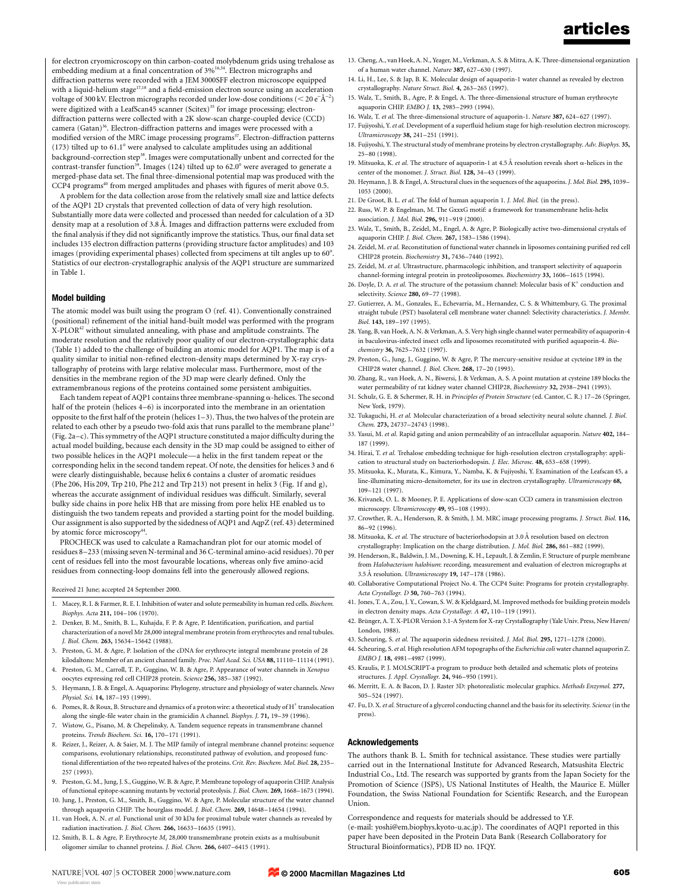for electron cryomicroscopy on thin carbon-coated molybdenum grids using trehalose as embedding medium at a final concentration of 3%[16,34]. Electron micrographs and diffraction patterns were recorded with a JEM 3000SFF electron microscope equipped with a liquid-helium stage[17,18] and a field-emission electron source using an acceleration voltage of 300 kV. Electron micrographs recorded under low-dose conditions ($< 20\,e^-Å^{-2}$) were digitized with a LeafScan45 scanner (Scitex)[35] for image processing; electron-diffraction patterns were collected with a 2K slow-scan charge-coupled device (CCD) camera (Gatan)[36]. Electron-diffraction patterns and images were processed with a modified version of the MRC image processing programs[37]. Electron-diffraction patterns (173) tilted up to 61.1° were analysed to calculate amplitudes using an additional background-correction step[38]. Images were computationally unbent and corrected for the contrast-transfer function[39]. Images (124) tilted up to 62.0° were averaged to generate a merged-phase data set. The final three-dimensional potential map was produced with the CCP4 programs[40] from merged amplitudes and phases with figures of merit above 0.5.

A problem for the data collection arose from the relatively small size and lattice defects of the AQP1 2D crystals that prevented collection of data of very high resolution. Substantially more data were collected and processed than needed for calculation of a 3D density map at a resolution of 3.8 Å. Images and diffraction patterns were excluded from the final analysis if they did not significantly improve the statistics. Thus, our final data set includes 135 electron diffraction patterns (providing structure factor amplitudes) and 103 images (providing experimental phases) collected from specimens at tilt angles up to 60°. Statistics of our electron-crystallographic analysis of the AQP1 structure are summarized in Table 1.

### Model building

The atomic model was built using the program O (ref. 41). Conventionally constrained (positional) refinement of the initial hand-built model was performed with the program X-PLOR[42] without simulated annealing, with phase and amplitude constraints. The moderate resolution and the relatively poor quality of our electron-crystallographic data (Table 1) added to the challenge of building an atomic model for AQP1. The map is of a quality similar to initial non-refined electron-density maps determined by X-ray crystallography of proteins with large relative molecular mass. Furthermore, most of the densities in the membrane region of the 3D map were clearly defined. Only the extramembranous regions of the proteins contained some persistent ambiguities.

Each tandem repeat of AQP1 contains three membrane-spanning α-helices. The second half of the protein (helices 4–6) is incorporated into the membrane in an orientation opposite to the first half of the protein (helices 1–3). Thus, the two halves of the protein are related to each other by a pseudo two-fold axis that runs parallel to the membrane plane[13] (Fig. 2a–c). This symmetry of the AQP1 structure constituted a major difficulty during the actual model building, because each density in the 3D map could be assigned to either of two possible helices in the AQP1 molecule—a helix in the first tandem repeat or the corresponding helix in the second tandem repeat. Of note, the densities for helices 3 and 6 were clearly distinguishable, because helix 6 contains a cluster of aromatic residues (Phe 206, His 209, Trp 210, Phe 212 and Trp 213) not present in helix 3 (Fig. 1f and g), whereas the accurate assignment of individual residues was difficult. Similarly, several bulky side chains in pore helix HB that are missing from pore helix HE enabled us to distinguish the two tandem repeats and provided a starting point for the model building. Our assignment is also supported by the sidedness of AQP1 and AqpZ (ref. 43) determined by atomic force microscopy[44].

PROCHECK was used to calculate a Ramachandran plot for our atomic model of residues 8–233 (missing seven N-terminal and 36 C-terminal amino-acid residues). 70 per cent of residues fell into the most favourable locations, whereas only five amino-acid residues from connecting-loop domains fell into the generously allowed regions.

Received 21 June; accepted 24 September 2000.

1. Macey, R. I. & Farmer, R. E. I. Inhibition of water and solute permeability in human red cells. *Biochem. Biophys. Acta* **211,** 104–106 (1970).
2. Denker, B. M., Smith, B. L., Kuhajda, F. P. & Agre, P. Identification, purification, and partial characterization of a novel Mr 28,000 integral membrane protein from erythrocytes and renal tubules. *J. Biol. Chem.* **263,** 15634–15642 (1988).
3. Preston, G. M. & Agre, P. Isolation of the cDNA for erythrocyte integral membrane protein of 28 kilodaltons: Member of an ancient channel family. *Proc. Natl Acad. Sci. USA* **88,** 11110–11114 (1991).
4. Preston, G. M., Carroll, T. P., Guggino, W. B. & Agre, P. Appearance of water channels in *Xenopus* oocytes expressing red cell CHIP28 protein. *Science* **256,** 385–387 (1992).
5. Heymann, J. B. & Engel, A. Aquaporins: Phylogeny, structure and physiology of water channels. *News Physiol. Sci.* **14,** 187–193 (1999).
6. Pomes, R. & Roux, B. Structure and dynamics of a proton wire: a theoretical study of $H^+$ translocation along the single-file water chain in the gramicidin A channel. *Biophys. J.* **71,** 19–39 (1996).
7. Wistow, G., Pisano, M. & Chepelinsky, A. Tandem sequence repeats in transmembrane channel proteins. *Trends Biochem. Sci.* **16,** 170–171 (1991).
8. Reizer, J., Reizer, A. & Saier, M. J. The MIP family of integral membrane channel proteins: sequence comparisons, evolutionary relationships, reconstituted pathway of evolution, and proposed functional differentiation of the two repeated halves of the proteins. *Crit. Rev. Biochem. Mol. Biol.* **28,** 235–257 (1993).
9. Preston, G. M., Jung, J. S., Guggino, W. B. & Agre, P. Membrane topology of aquaporin CHIP. Analysis of functional epitope-scanning mutants by vectorial proteolysis. *J. Biol. Chem.* **269,** 1668–1673 (1994).
10. Jung, J., Preston, G. M., Smith, B. L., Guggino, W. B. & Agre, P. Molecular structure of the water channel through aquaporin CHIP. The hourglass model. *J. Biol. Chem.* **269,** 14648–14654 (1994).
11. van Hoek, A. N. *et al.* Functional unit of 30 kDa for proximal tubule water channels as revealed by radiation inactivation. *J. Biol. Chem.* **266,** 16633–16635 (1991).
12. Smith, B. L. & Agre, P. Erythrocyte $M_r$ 28,000 transmembrane protein exists as a multisubunit oligomer similar to channel proteins. *J. Biol. Chem.* **266,** 6407–6415 (1991).
13. Cheng, A., van Hoek, A. N., Yeager, M., Verkman, A. S. & Mitra, A. K. Three-dimensional organization of a human water channel. *Nature* **387,** 627–630 (1997).
14. Li, H., Lee, S. & Jap, B. K. Molecular design of aquaporin-1 water channel as revealed by electron crystallography. *Nature Struct. Biol.* **4,** 263–265 (1997).
15. Walz, T., Smith, B., Agre, P. & Engel, A. The three-dimensional structure of human erythrocyte aquaporin CHIP. *EMBO J.* **13,** 2985–2993 (1994).
16. Walz, T. *et al.* The three-dimensional structure of aquaporin-1. *Nature* **387,** 624–627 (1997).
17. Fujiyoshi, Y. *et al.* Development of a superfluid helium stage for high-resolution electron microscopy. *Ultramicroscopy* **38,** 241–251 (1991).
18. Fujiyoshi, Y. The structural study of membrane proteins by electron crystallography. *Adv. Biophys.* **35,** 25–80 (1998).
19. Mitsuoka, K. *et al.* The structure of aquaporin-1 at 4.5 Å resolution reveals short α-helices in the center of the monomer. *J. Struct. Biol.* **128,** 34–43 (1999).
20. Heymann, J. B. & Engel, A. Structural clues in the sequences of the aquaporins. *J. Mol. Biol.* **295,** 1039–1053 (2000).
21. De Groot, B. L. *et al.* The fold of human aquaporin 1. *J. Mol. Biol.* (in the press).
22. Russ, W. P. & Engelman, M. The GxxxG motif: a framework for transmembrane helix-helix association. *J. Mol. Biol.* **296,** 911–919 (2000).
23. Walz, T., Smith, B., Zeidel, M., Engel, A. & Agre, P. Biologically active two-dimensional crystals of aquaporin CHIP. *J. Biol. Chem.* **267,** 1583–1586 (1994).
24. Zeidel, M. *et al.* Reconstitution of functional water channels in liposomes containing purified red cell CHIP28 protein. *Biochemistry* **31,** 7436–7440 (1992).
25. Zeidel, M. *et al.* Ultrastructure, pharmacologic inhibition, and transport selectivity of aquaporin channel-forming integral protein in proteoliposomes. *Biochemistry* **33,** 1606–1615 (1994).
26. Doyle, D. A. *et al.* The structure of the potassium channel: Molecular basis of $K^+$ conduction and selectivity. *Science* **280,** 69–77 (1998).
27. Gutierrez, A. M., Gonzales, E., Echevarria, M., Hernandez, C. S. & Whittembury, G. The proximal straight tubule (PST) basolateral cell membrane water channel: Selectivity characteristics. *J. Membr. Biol.* **143,** 189–197 (1995).
28. Yang, B, van Hoek, A. N. & Verkman, A. S. Very high single channel water permeability of aquaporin-4 in baculovirus-infected insect cells and liposomes reconstituted with purified aquaporin-4. *Biochemistry* **36,** 7625–7632 (1997).
29. Preston, G., Jung, J., Guggino, W. & Agre, P. The mercury-sensitive residue at cysteine 189 in the CHIP28 water channel. *J. Biol. Chem.* **268,** 17–20 (1993).
30. Zhang, R., van Hoek, A. N., Biwersi, J. & Verkman, A. S. A point mutation at cysteine 189 blocks the water permeability of rat kidney water channel CHIP28, *Biochemistry* **32,** 2938–2941 (1993).
31. Schulz, G. E. & Schermer, R. H. in *Principles of Protein Structure* (ed. Cantor, C. R.) 17–26 (Springer, New York, 1979).
32. Tukaguchi, H. *et al.* Molecular characterization of a broad selectivity neural solute channel. *J. Biol. Chem.* **273,** 24737–24743 (1998).
33. Yasui, M. *et al.* Rapid gating and anion permeability of an intracellular aquaporin. *Nature* **402,** 184–187 (1999).
34. Hirai, T. *et al.* Trehalose embedding technique for high-resolution electron crystallography: application to structural study on bacteriorhodopsin. *J. Elec. Microsc.* **48,** 653–658 (1999).
35. Mitsuoka, K., Murata, K., Kimura, Y., Namba, K. & Fujiyoshi, Y. Examination of the Leafscan 45, a line-illuminating micro-densitometer, for its use in electron crystallography. *Ultramicroscopy* **68,** 109–121 (1997).
36. Krivanek, O. L. & Mooney, P. E. Applications of slow-scan CCD camera in transmission electron microscopy. *Ultramicroscopy* **49,** 95–108 (1993).
37. Crowther, R. A., Henderson, R. & Smith, J. M. MRC image processing programs. *J. Struct. Biol.* **116,** 86–92 (1996).
38. Mitsuoka, K. *et al.* The structure of bacteriorhodopsin at 3.0 Å resolution based on electron crystallography: Implication on the charge distribution. *J. Mol. Biol.* **286,** 861–882 (1999).
39. Henderson, R., Baldwin, J. M., Downing, K. H., Lepault, J. & Zemlin, F. Structure of purple membrane from *Halobacterium halobium*: recording, measurement and evaluation of electron micrographs at 3.5 Å resolution. *Ultramicroscopy* **19,** 147–178 (1986).
40. Collaborative Computational Project No. 4. The CCP4 Suite: Programs for protein crystallography. *Acta Crystallogr. D* **50,** 760–763 (1994).
41. Jones, T. A., Zou, J. Y., Cowan, S. W. & Kjeldgaard, M. Improved methods for building protein models in electron density maps. *Acta Crystallogr. A* **47,** 110–119 (1991).
42. Brünger, A. T. X-PLOR Version 3.1-A System for X-ray Crystallography (Yale Univ. Press, New Haven/London, 1988).
43. Scheuring, S. *et al.* The aquaporin sidedness revisited. *J. Mol. Biol.* **295,** 1271–1278 (2000).
44. Scheuring, S. *et al.* High resolution AFM topographs of the *Escherichia coli* water channel aquaporin Z. *EMBO J.* **18,** 4981–4987 (1999).
45. Kraulis, P. J. MOLSCRIPT-a program to produce both detailed and schematic plots of proteins structures. *J. Appl. Crystallogr.* **24,** 946–950 (1991).
46. Merritt, E. A. & Bacon, D. J. Raster 3D: photorealistic molecular graphics. *Methods Enzymol.* **277,** 505–524 (1997).
47. Fu, D. X. *et al.* Structure of a glycerol conducting channel and the basis for its selectivity. *Science* (in the press).

### Acknowledgements

The authors thank B. L. Smith for technical assistance. These studies were partially carried out in the International Institute for Advanced Research, Matsushita Electric Industrial Co., Ltd. The research was supported by grants from the Japan Society for the Promotion of Science (JSPS), US National Institutes of Health, the Maurice E. Müller Foundation, the Swiss National Foundation for Scientific Research, and the European Union.

Correspondence and requests for materials should be addressed to Y.F. (e-mail: yoshi@em.biophys.kyoto-u.ac.jp). The coordinates of AQP1 reported in this paper have been deposited in the Protein Data Bank (Research Collaboratory for Structural Bioinformatics), PDB ID no. 1FQY.